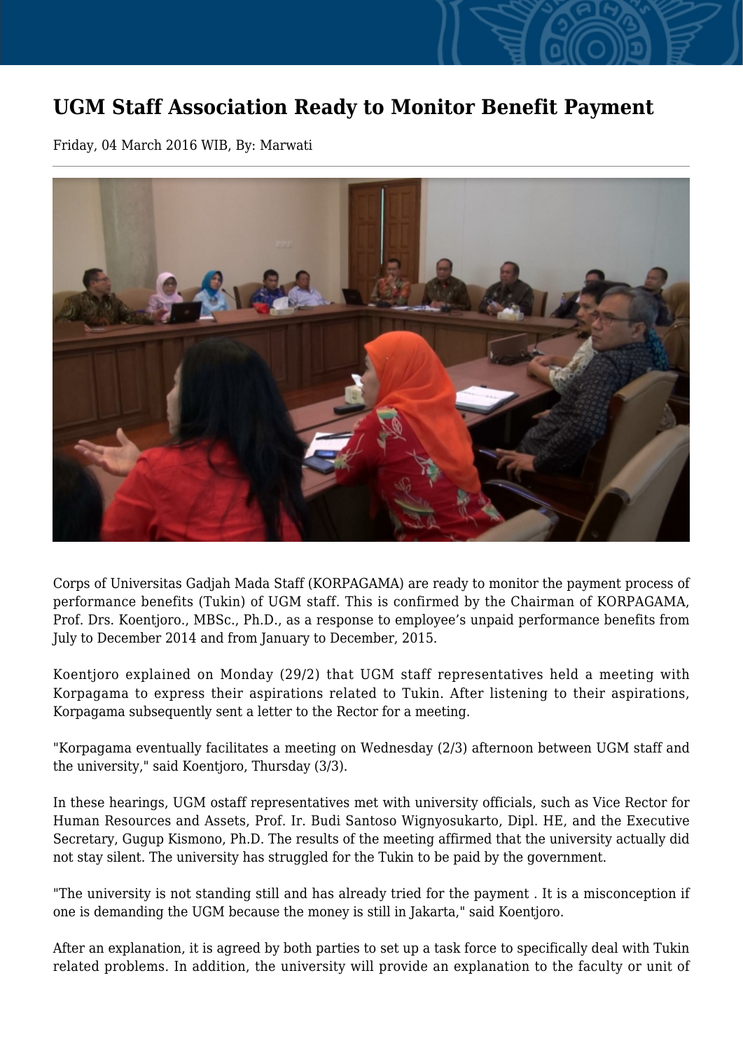# UGM Staff Association Ready to Monitor Benefit Payment

Friday, 04 March 2016 WIB, By: Marwati

Corps of Universitas Gadjah Mada Staff (KORPAGAMA) are ready to monitor the payment process of performance benefits (Tukin) of UGM staff. This is confirmed by the Chairman of KORPAGAMA, Prof. Drs. Koentjoro., MBSc., Ph.D., as a response to employee's unpaid performance benefits from July to December 2014 and from January to December, 2015.

Koentjoro explained on Monday (29/2) that UGM staff representatives held a meeting with Korpagama to express their aspirations related to Tukin. After listening to their aspirations, Korpagama subsequently sent a letter to the Rector for a meeting.

"Korpagama eventually facilitates a meeting on Wednesday (2/3) afternoon between UGM staff and the university," said Koentjoro, Thursday (3/3).

In these hearings, UGM ostaff representatives met with university officials, such as Vice Rector for Human Resources and Assets, Prof. Ir. Budi Santoso Wignyosukarto, Dipl. HE, and the Executive Secretary, Gugup Kismono, Ph.D. The results of the meeting affirmed that the university actually did not stay silent. The university has struggled for the Tukin to be paid by the government.

"The university is not standing still and has already tried for the payment . It is a misconception if one is demanding the UGM because the money is still in Jakarta," said Koentjoro.

After an explanation, it is agreed by both parties to set up a task force to specifically deal with Tukin related problems. In addition, the university will provide an explanation to the faculty or unit of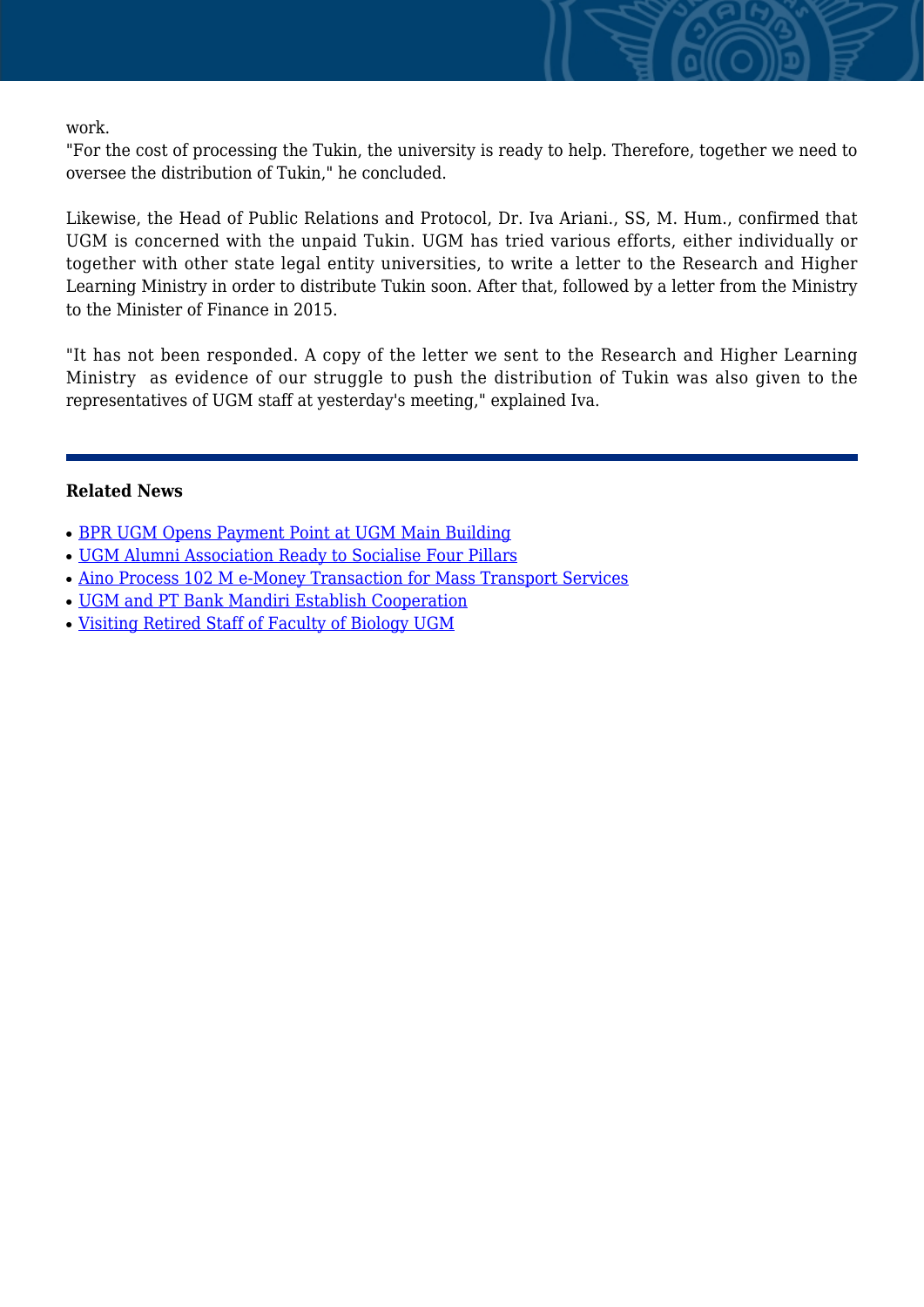work.
"For the cost of processing the Tukin, the university is ready to help. Therefore, together we need to oversee the distribution of Tukin," he concluded.

Likewise, the Head of Public Relations and Protocol, Dr. Iva Ariani., SS, M. Hum., confirmed that UGM is concerned with the unpaid Tukin. UGM has tried various efforts, either individually or together with other state legal entity universities, to write a letter to the Research and Higher Learning Ministry in order to distribute Tukin soon. After that, followed by a letter from the Ministry to the Minister of Finance in 2015.

"It has not been responded. A copy of the letter we sent to the Research and Higher Learning Ministry as evidence of our struggle to push the distribution of Tukin was also given to the representatives of UGM staff at yesterday's meeting," explained Iva.

---

**Related News**

- BPR UGM Opens Payment Point at UGM Main Building
- UGM Alumni Association Ready to Socialise Four Pillars
- Aino Process 102 M e-Money Transaction for Mass Transport Services
- UGM and PT Bank Mandiri Establish Cooperation
- Visiting Retired Staff of Faculty of Biology UGM